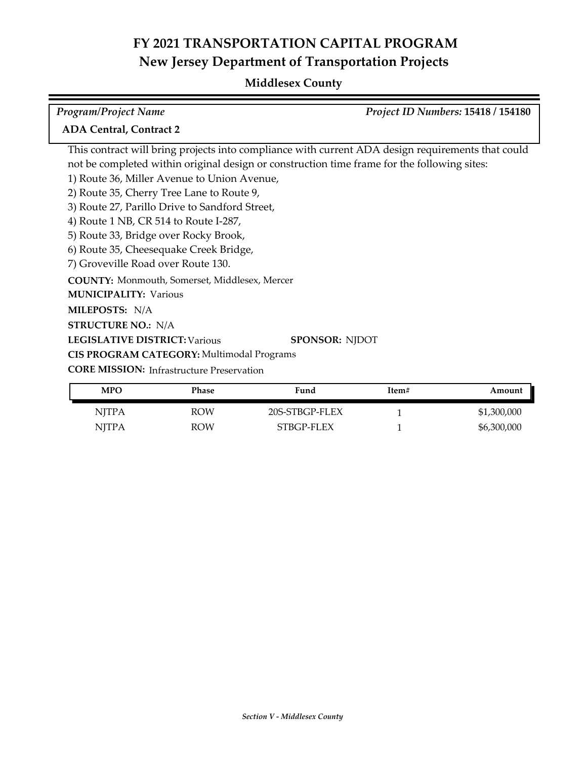# FY 2021 TRANSPORTATION CAPITAL PROGRAM

## New Jersey Department of Transportation Projects

### Middlesex County

*Program/Project Name* *Project ID Numbers:* **15418 / 154180**

**ADA Central, Contract 2**

This contract will bring projects into compliance with current ADA design requirements that could not be completed within original design or construction time frame for the following sites:

1) Route 36, Miller Avenue to Union Avenue,
2) Route 35, Cherry Tree Lane to Route 9,
3) Route 27, Parillo Drive to Sandford Street,
4) Route 1 NB, CR 514 to Route I-287,
5) Route 33, Bridge over Rocky Brook,
6) Route 35, Cheesequake Creek Bridge,
7) Groveville Road over Route 130.

**COUNTY:** Monmouth, Somerset, Middlesex, Mercer

**MUNICIPALITY:** Various

**MILEPOSTS:** N/A

**STRUCTURE NO.:** N/A

**LEGISLATIVE DISTRICT:** Various **SPONSOR:** NJDOT

**CIS PROGRAM CATEGORY:** Multimodal Programs

**CORE MISSION:** Infrastructure Preservation

| MPO | Phase | Fund | Item# | Amount |
|---|---|---|---|---|
| NJTPA | ROW | 20S-STBGP-FLEX | 1 | $1,300,000 |
| NJTPA | ROW | STBGP-FLEX | 1 | $6,300,000 |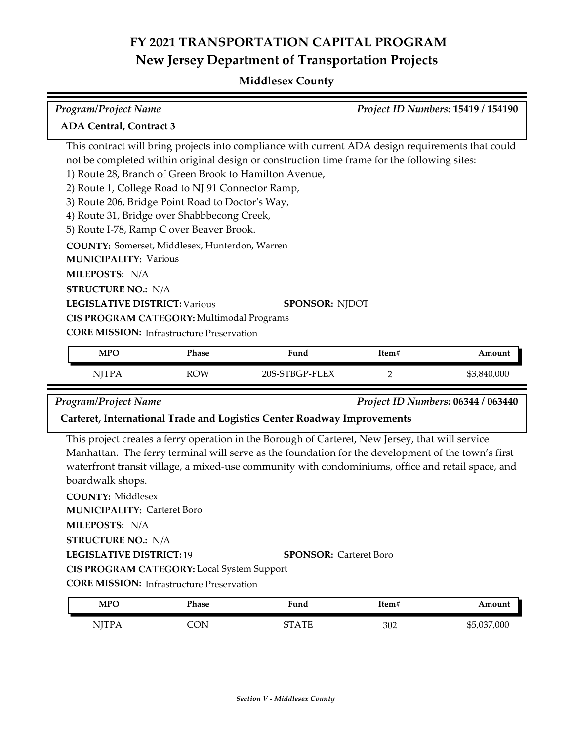# FY 2021 TRANSPORTATION CAPITAL PROGRAM
## New Jersey Department of Transportation Projects

### Middlesex County

*Program/Project Name* — *Project ID Numbers:* **15419 / 154190**

**ADA Central, Contract 3**

This contract will bring projects into compliance with current ADA design requirements that could not be completed within original design or construction time frame for the following sites:
1) Route 28, Branch of Green Brook to Hamilton Avenue,
2) Route 1, College Road to NJ 91 Connector Ramp,
3) Route 206, Bridge Point Road to Doctor's Way,
4) Route 31, Bridge over Shabbbecong Creek,
5) Route I-78, Ramp C over Beaver Brook.

**COUNTY:** Somerset, Middlesex, Hunterdon, Warren
**MUNICIPALITY:** Various
**MILEPOSTS:** N/A
**STRUCTURE NO.:** N/A
**LEGISLATIVE DISTRICT:** Various **SPONSOR:** NJDOT
**CIS PROGRAM CATEGORY:** Multimodal Programs
**CORE MISSION:** Infrastructure Preservation

| MPO | Phase | Fund | Item# | Amount |
|---|---|---|---|---|
| NJTPA | ROW | 20S-STBGP-FLEX | 2 | $3,840,000 |

*Program/Project Name* — *Project ID Numbers:* **06344 / 063440**

**Carteret, International Trade and Logistics Center Roadway Improvements**

This project creates a ferry operation in the Borough of Carteret, New Jersey, that will service Manhattan. The ferry terminal will serve as the foundation for the development of the town's first waterfront transit village, a mixed-use community with condominiums, office and retail space, and boardwalk shops.

**COUNTY:** Middlesex
**MUNICIPALITY:** Carteret Boro
**MILEPOSTS:** N/A
**STRUCTURE NO.:** N/A
**LEGISLATIVE DISTRICT:** 19 **SPONSOR:** Carteret Boro
**CIS PROGRAM CATEGORY:** Local System Support
**CORE MISSION:** Infrastructure Preservation

| MPO | Phase | Fund | Item# | Amount |
|---|---|---|---|---|
| NJTPA | CON | STATE | 302 | $5,037,000 |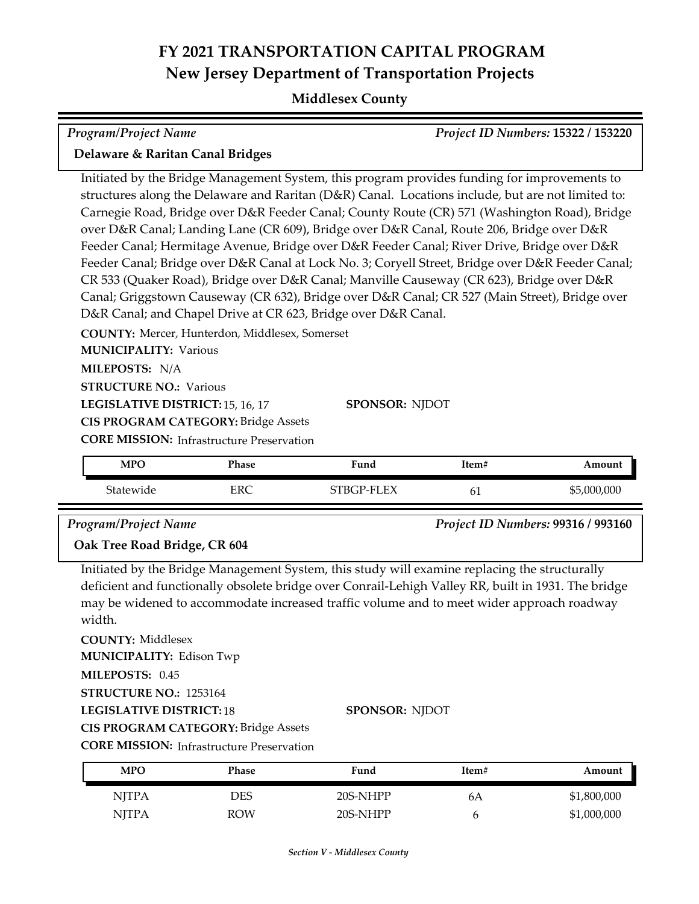# FY 2021 TRANSPORTATION CAPITAL PROGRAM
## New Jersey Department of Transportation Projects

### Middlesex County

*Program/Project Name* | *Project ID Numbers:* **15322 / 153220**

**Delaware & Raritan Canal Bridges**

Initiated by the Bridge Management System, this program provides funding for improvements to structures along the Delaware and Raritan (D&R) Canal. Locations include, but are not limited to: Carnegie Road, Bridge over D&R Feeder Canal; County Route (CR) 571 (Washington Road), Bridge over D&R Canal; Landing Lane (CR 609), Bridge over D&R Canal, Route 206, Bridge over D&R Feeder Canal; Hermitage Avenue, Bridge over D&R Feeder Canal; River Drive, Bridge over D&R Feeder Canal; Bridge over D&R Canal at Lock No. 3; Coryell Street, Bridge over D&R Feeder Canal; CR 533 (Quaker Road), Bridge over D&R Canal; Manville Causeway (CR 623), Bridge over D&R Canal; Griggstown Causeway (CR 632), Bridge over D&R Canal; CR 527 (Main Street), Bridge over D&R Canal; and Chapel Drive at CR 623, Bridge over D&R Canal.

**COUNTY:** Mercer, Hunterdon, Middlesex, Somerset
**MUNICIPALITY:** Various
**MILEPOSTS:** N/A
**STRUCTURE NO.:** Various
**LEGISLATIVE DISTRICT:** 15, 16, 17 **SPONSOR:** NJDOT
**CIS PROGRAM CATEGORY:** Bridge Assets
**CORE MISSION:** Infrastructure Preservation

| MPO | Phase | Fund | Item# | Amount |
|---|---|---|---|---|
| Statewide | ERC | STBGP-FLEX | 61 | $5,000,000 |

*Program/Project Name* | *Project ID Numbers:* **99316 / 993160**

**Oak Tree Road Bridge, CR 604**

Initiated by the Bridge Management System, this study will examine replacing the structurally deficient and functionally obsolete bridge over Conrail-Lehigh Valley RR, built in 1931. The bridge may be widened to accommodate increased traffic volume and to meet wider approach roadway width.

**COUNTY:** Middlesex
**MUNICIPALITY:** Edison Twp
**MILEPOSTS:** 0.45
**STRUCTURE NO.:** 1253164
**LEGISLATIVE DISTRICT:** 18 **SPONSOR:** NJDOT
**CIS PROGRAM CATEGORY:** Bridge Assets
**CORE MISSION:** Infrastructure Preservation

| MPO | Phase | Fund | Item# | Amount |
|---|---|---|---|---|
| NJTPA | DES | 20S-NHPP | 6A | $1,800,000 |
| NJTPA | ROW | 20S-NHPP | 6 | $1,000,000 |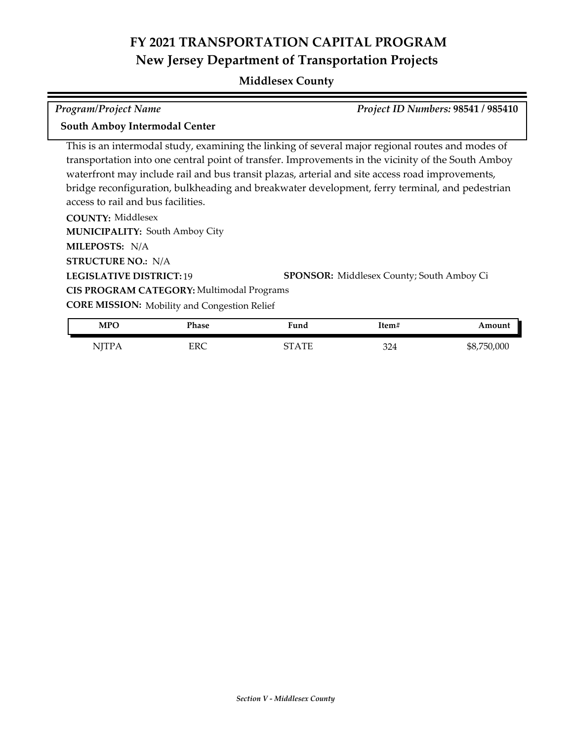# FY 2021 TRANSPORTATION CAPITAL PROGRAM
## New Jersey Department of Transportation Projects
### Middlesex County

*Program/Project Name* *Project ID Numbers:* **98541 / 985410**

**South Amboy Intermodal Center**

This is an intermodal study, examining the linking of several major regional routes and modes of transportation into one central point of transfer. Improvements in the vicinity of the South Amboy waterfront may include rail and bus transit plazas, arterial and site access road improvements, bridge reconfiguration, bulkheading and breakwater development, ferry terminal, and pedestrian access to rail and bus facilities.

**COUNTY:** Middlesex
**MUNICIPALITY:** South Amboy City
**MILEPOSTS:** N/A
**STRUCTURE NO.:** N/A
**LEGISLATIVE DISTRICT:** 19
**SPONSOR:** Middlesex County; South Amboy Ci
**CIS PROGRAM CATEGORY:** Multimodal Programs
**CORE MISSION:** Mobility and Congestion Relief

| MPO | Phase | Fund | Item# | Amount |
|---|---|---|---|---|
| NJTPA | ERC | STATE | 324 | $8,750,000 |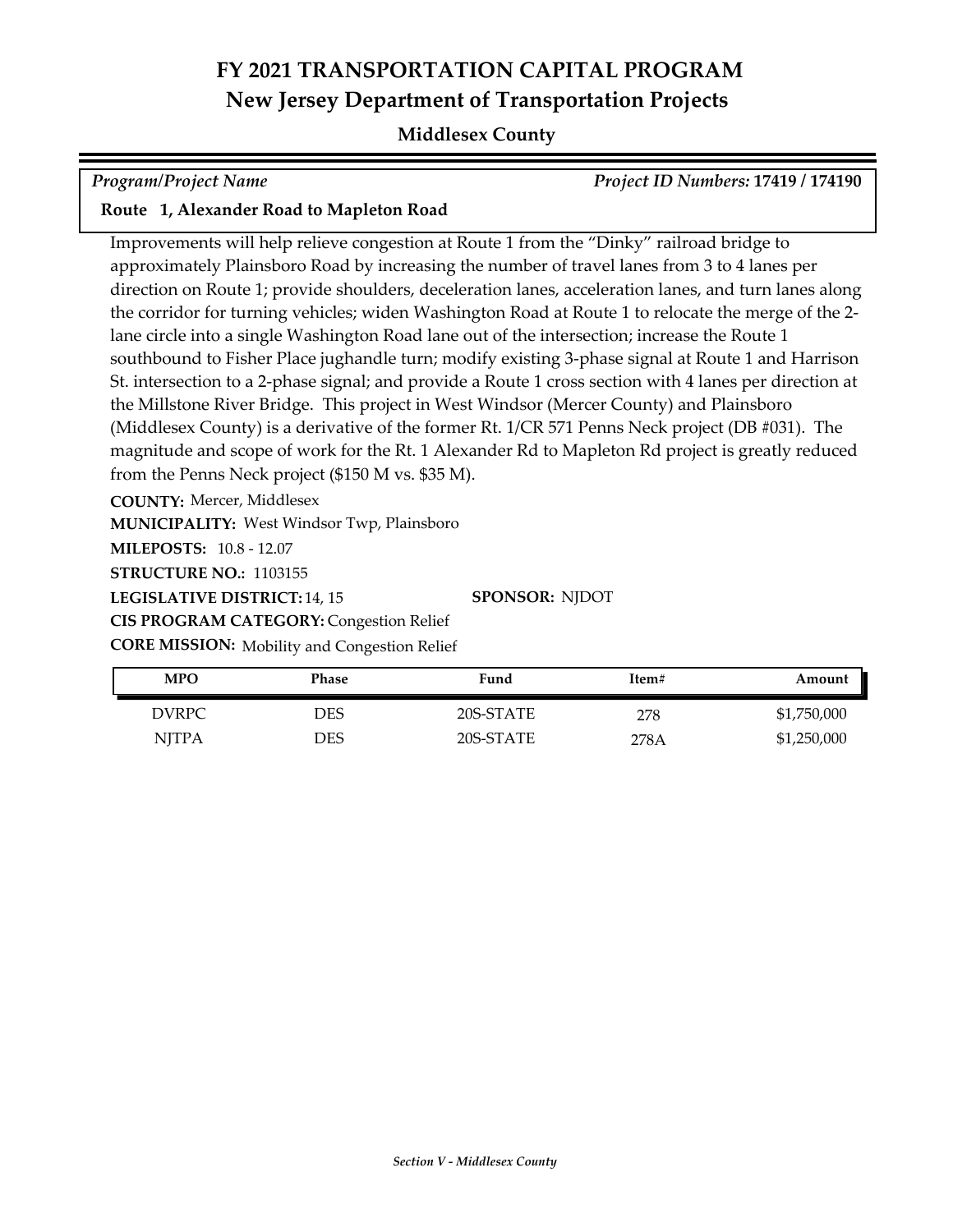# FY 2021 TRANSPORTATION CAPITAL PROGRAM
## New Jersey Department of Transportation Projects

**Middlesex County**

*Program/Project Name* | *Project ID Numbers:* **17419 / 174190**

**Route 1, Alexander Road to Mapleton Road**

Improvements will help relieve congestion at Route 1 from the "Dinky" railroad bridge to approximately Plainsboro Road by increasing the number of travel lanes from 3 to 4 lanes per direction on Route 1; provide shoulders, deceleration lanes, acceleration lanes, and turn lanes along the corridor for turning vehicles; widen Washington Road at Route 1 to relocate the merge of the 2-lane circle into a single Washington Road lane out of the intersection; increase the Route 1 southbound to Fisher Place jughandle turn; modify existing 3-phase signal at Route 1 and Harrison St. intersection to a 2-phase signal; and provide a Route 1 cross section with 4 lanes per direction at the Millstone River Bridge. This project in West Windsor (Mercer County) and Plainsboro (Middlesex County) is a derivative of the former Rt. 1/CR 571 Penns Neck project (DB #031). The magnitude and scope of work for the Rt. 1 Alexander Rd to Mapleton Rd project is greatly reduced from the Penns Neck project ($150 M vs. $35 M).

**COUNTY:** Mercer, Middlesex
**MUNICIPALITY:** West Windsor Twp, Plainsboro
**MILEPOSTS:** 10.8 - 12.07
**STRUCTURE NO.:** 1103155
**LEGISLATIVE DISTRICT:** 14, 15 **SPONSOR:** NJDOT
**CIS PROGRAM CATEGORY:** Congestion Relief
**CORE MISSION:** Mobility and Congestion Relief

| MPO | Phase | Fund | Item# | Amount |
|---|---|---|---|---|
| DVRPC | DES | 20S-STATE | 278 | $1,750,000 |
| NJTPA | DES | 20S-STATE | 278A | $1,250,000 |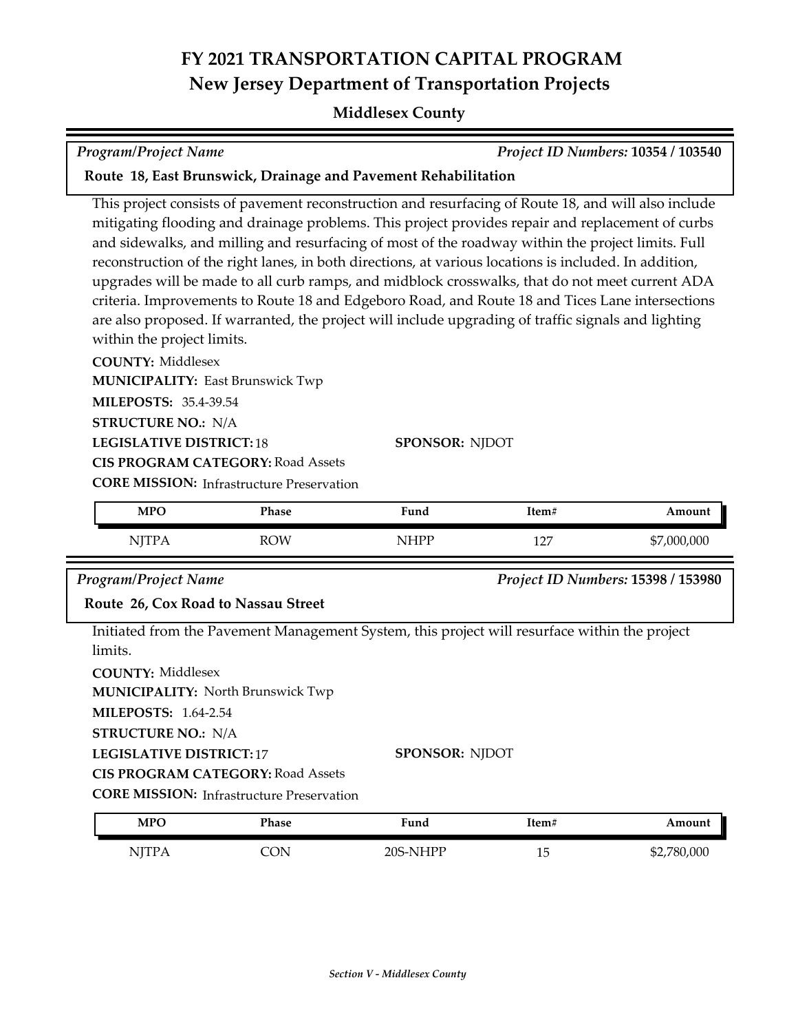# FY 2021 TRANSPORTATION CAPITAL PROGRAM
## New Jersey Department of Transportation Projects

### Middlesex County

*Program/Project Name* | *Project ID Numbers:* **10354 / 103540**

**Route 18, East Brunswick, Drainage and Pavement Rehabilitation**

This project consists of pavement reconstruction and resurfacing of Route 18, and will also include mitigating flooding and drainage problems. This project provides repair and replacement of curbs and sidewalks, and milling and resurfacing of most of the roadway within the project limits. Full reconstruction of the right lanes, in both directions, at various locations is included. In addition, upgrades will be made to all curb ramps, and midblock crosswalks, that do not meet current ADA criteria. Improvements to Route 18 and Edgeboro Road, and Route 18 and Tices Lane intersections are also proposed. If warranted, the project will include upgrading of traffic signals and lighting within the project limits.

**COUNTY:** Middlesex
**MUNICIPALITY:** East Brunswick Twp
**MILEPOSTS:** 35.4-39.54
**STRUCTURE NO.:** N/A
**LEGISLATIVE DISTRICT:** 18
**SPONSOR:** NJDOT
**CIS PROGRAM CATEGORY:** Road Assets
**CORE MISSION:** Infrastructure Preservation

| MPO | Phase | Fund | Item# | Amount |
|---|---|---|---|---|
| NJTPA | ROW | NHPP | 127 | $7,000,000 |

*Program/Project Name* | *Project ID Numbers:* **15398 / 153980**

**Route 26, Cox Road to Nassau Street**

Initiated from the Pavement Management System, this project will resurface within the project limits.

**COUNTY:** Middlesex
**MUNICIPALITY:** North Brunswick Twp
**MILEPOSTS:** 1.64-2.54
**STRUCTURE NO.:** N/A
**LEGISLATIVE DISTRICT:** 17
**SPONSOR:** NJDOT
**CIS PROGRAM CATEGORY:** Road Assets
**CORE MISSION:** Infrastructure Preservation

| MPO | Phase | Fund | Item# | Amount |
|---|---|---|---|---|
| NJTPA | CON | 20S-NHPP | 15 | $2,780,000 |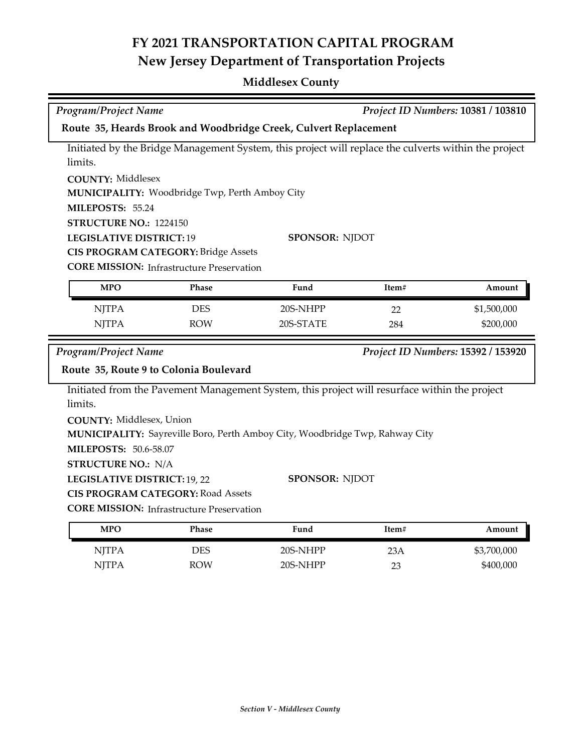# FY 2021 TRANSPORTATION CAPITAL PROGRAM

## New Jersey Department of Transportation Projects

### Middlesex County

*Program/Project Name* — *Project ID Numbers:* **10381 / 103810**

**Route 35, Heards Brook and Woodbridge Creek, Culvert Replacement**

Initiated by the Bridge Management System, this project will replace the culverts within the project limits.

**COUNTY:** Middlesex
**MUNICIPALITY:** Woodbridge Twp, Perth Amboy City
**MILEPOSTS:** 55.24
**STRUCTURE NO.:** 1224150
**LEGISLATIVE DISTRICT:** 19
**SPONSOR:** NJDOT
**CIS PROGRAM CATEGORY:** Bridge Assets
**CORE MISSION:** Infrastructure Preservation

| MPO | Phase | Fund | Item# | Amount |
|---|---|---|---|---|
| NJTPA | DES | 20S-NHPP | 22 | $1,500,000 |
| NJTPA | ROW | 20S-STATE | 284 | $200,000 |

*Program/Project Name* — *Project ID Numbers:* **15392 / 153920**

**Route 35, Route 9 to Colonia Boulevard**

Initiated from the Pavement Management System, this project will resurface within the project limits.

**COUNTY:** Middlesex, Union
**MUNICIPALITY:** Sayreville Boro, Perth Amboy City, Woodbridge Twp, Rahway City
**MILEPOSTS:** 50.6-58.07
**STRUCTURE NO.:** N/A
**LEGISLATIVE DISTRICT:** 19, 22
**SPONSOR:** NJDOT
**CIS PROGRAM CATEGORY:** Road Assets
**CORE MISSION:** Infrastructure Preservation

| MPO | Phase | Fund | Item# | Amount |
|---|---|---|---|---|
| NJTPA | DES | 20S-NHPP | 23A | $3,700,000 |
| NJTPA | ROW | 20S-NHPP | 23 | $400,000 |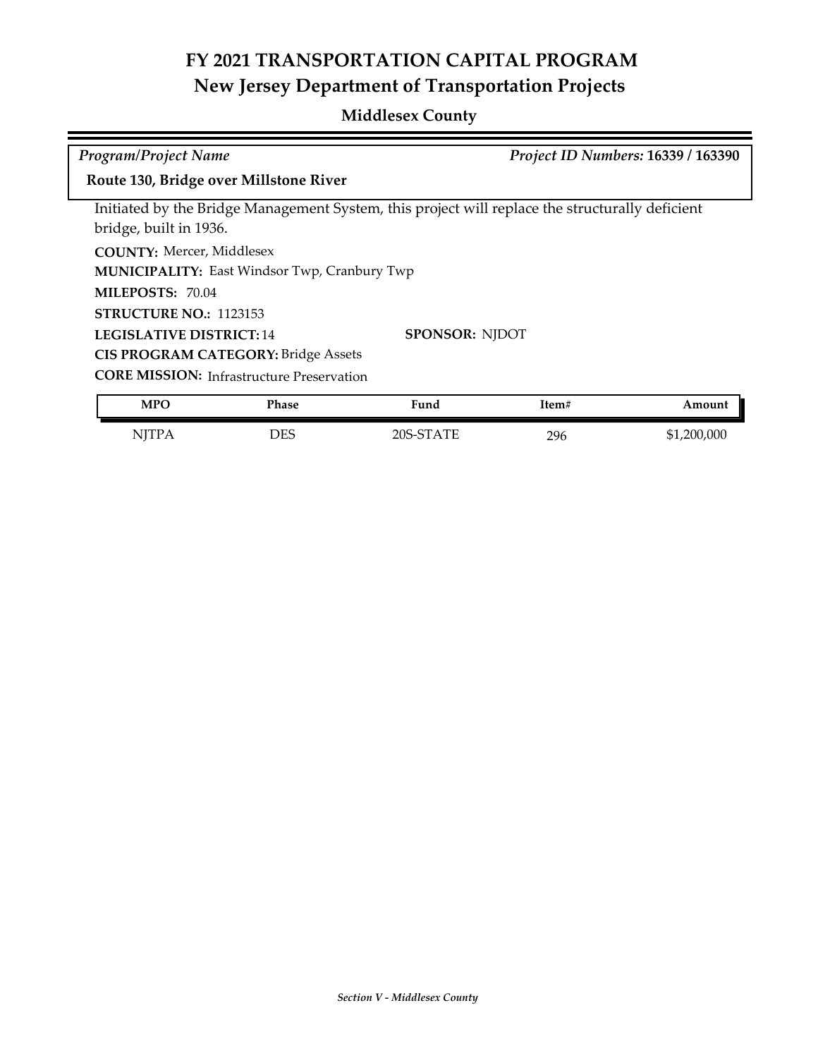# FY 2021 TRANSPORTATION CAPITAL PROGRAM
## New Jersey Department of Transportation Projects

### Middlesex County

*Program/Project Name* *Project ID Numbers:* **16339 / 163390**

**Route 130, Bridge over Millstone River**

Initiated by the Bridge Management System, this project will replace the structurally deficient bridge, built in 1936.

**COUNTY:** Mercer, Middlesex
**MUNICIPALITY:** East Windsor Twp, Cranbury Twp
**MILEPOSTS:** 70.04
**STRUCTURE NO.:** 1123153
**LEGISLATIVE DISTRICT:** 14
**SPONSOR:** NJDOT
**CIS PROGRAM CATEGORY:** Bridge Assets
**CORE MISSION:** Infrastructure Preservation

| MPO | Phase | Fund | Item# | Amount |
|---|---|---|---|---|
| NJTPA | DES | 20S-STATE | 296 | $1,200,000 |